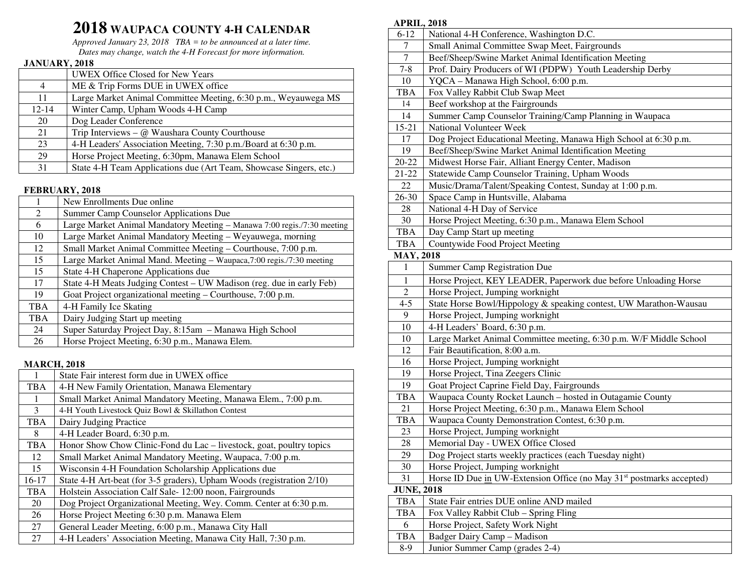# 2018 WAUPACA COUNTY 4-H CALENDAR

*Approved January 23, 2018 TBA = to be announced at a later time.*
*Dates may change, watch the 4-H Forecast for more information.*

**JANUARY, 2018**

| | |
|---|---|
| | UWEX Office Closed for New Years |
| 4 | ME & Trip Forms DUE in UWEX office |
| 11 | Large Market Animal Committee Meeting, 6:30 p.m., Weyauwega MS |
| 12-14 | Winter Camp, Upham Woods 4-H Camp |
| 20 | Dog Leader Conference |
| 21 | Trip Interviews – @ Waushara County Courthouse |
| 23 | 4-H Leaders' Association Meeting, 7:30 p.m./Board at 6:30 p.m. |
| 29 | Horse Project Meeting, 6:30pm, Manawa Elem School |
| 31 | State 4-H Team Applications due (Art Team, Showcase Singers, etc.) |

**FEBRUARY, 2018**

| | |
|---|---|
| 1 | New Enrollments Due online |
| 2 | Summer Camp Counselor Applications Due |
| 6 | Large Market Animal Mandatory Meeting – Manawa 7:00 regis./7:30 meeting |
| 10 | Large Market Animal Mandatory Meeting – Weyauwega, morning |
| 12 | Small Market Animal Committee Meeting – Courthouse, 7:00 p.m. |
| 15 | Large Market Animal Mand. Meeting – Waupaca,7:00 regis./7:30 meeting |
| 15 | State 4-H Chaperone Applications due |
| 17 | State 4-H Meats Judging Contest – UW Madison (reg. due in early Feb) |
| 19 | Goat Project organizational meeting – Courthouse, 7:00 p.m. |
| TBA | 4-H Family Ice Skating |
| TBA | Dairy Judging Start up meeting |
| 24 | Super Saturday Project Day, 8:15am – Manawa High School |
| 26 | Horse Project Meeting, 6:30 p.m., Manawa Elem. |

**MARCH, 2018**

| | |
|---|---|
| 1 | State Fair interest form due in UWEX office |
| TBA | 4-H New Family Orientation, Manawa Elementary |
| 1 | Small Market Animal Mandatory Meeting, Manawa Elem., 7:00 p.m. |
| 3 | 4-H Youth Livestock Quiz Bowl & Skillathon Contest |
| TBA | Dairy Judging Practice |
| 8 | 4-H Leader Board, 6:30 p.m. |
| TBA | Honor Show Chow Clinic-Fond du Lac – livestock, goat, poultry topics |
| 12 | Small Market Animal Mandatory Meeting, Waupaca, 7:00 p.m. |
| 15 | Wisconsin 4-H Foundation Scholarship Applications due |
| 16-17 | State 4-H Art-beat (for 3-5 graders), Upham Woods (registration 2/10) |
| TBA | Holstein Association Calf Sale- 12:00 noon, Fairgrounds |
| 20 | Dog Project Organizational Meeting, Wey. Comm. Center at 6:30 p.m. |
| 26 | Horse Project Meeting 6:30 p.m. Manawa Elem |
| 27 | General Leader Meeting, 6:00 p.m., Manawa City Hall |
| 27 | 4-H Leaders' Association Meeting, Manawa City Hall, 7:30 p.m. |

**APRIL, 2018**

| | |
|---|---|
| 6-12 | National 4-H Conference, Washington D.C. |
| 7 | Small Animal Committee Swap Meet, Fairgrounds |
| 7 | Beef/Sheep/Swine Market Animal Identification Meeting |
| 7-8 | Prof. Dairy Producers of WI (PDPW) Youth Leadership Derby |
| 10 | YQCA – Manawa High School, 6:00 p.m. |
| TBA | Fox Valley Rabbit Club Swap Meet |
| 14 | Beef workshop at the Fairgrounds |
| 14 | Summer Camp Counselor Training/Camp Planning in Waupaca |
| 15-21 | National Volunteer Week |
| 17 | Dog Project Educational Meeting, Manawa High School at 6:30 p.m. |
| 19 | Beef/Sheep/Swine Market Animal Identification Meeting |
| 20-22 | Midwest Horse Fair, Alliant Energy Center, Madison |
| 21-22 | Statewide Camp Counselor Training, Upham Woods |
| 22 | Music/Drama/Talent/Speaking Contest, Sunday at 1:00 p.m. |
| 26-30 | Space Camp in Huntsville, Alabama |
| 28 | National 4-H Day of Service |
| 30 | Horse Project Meeting, 6:30 p.m., Manawa Elem School |
| TBA | Day Camp Start up meeting |
| TBA | Countywide Food Project Meeting |

**MAY, 2018**

| | |
|---|---|
| 1 | Summer Camp Registration Due |
| 1 | Horse Project, KEY LEADER, Paperwork due before Unloading Horse |
| 2 | Horse Project, Jumping worknight |
| 4-5 | State Horse Bowl/Hippology & speaking contest, UW Marathon-Wausau |
| 9 | Horse Project, Jumping worknight |
| 10 | 4-H Leaders' Board, 6:30 p.m. |
| 10 | Large Market Animal Committee meeting, 6:30 p.m. W/F Middle School |
| 12 | Fair Beautification, 8:00 a.m. |
| 16 | Horse Project, Jumping worknight |
| 19 | Horse Project, Tina Zeegers Clinic |
| 19 | Goat Project Caprine Field Day, Fairgrounds |
| TBA | Waupaca County Rocket Launch – hosted in Outagamie County |
| 21 | Horse Project Meeting, 6:30 p.m., Manawa Elem School |
| TBA | Waupaca County Demonstration Contest, 6:30 p.m. |
| 23 | Horse Project, Jumping worknight |
| 28 | Memorial Day - UWEX Office Closed |
| 29 | Dog Project starts weekly practices (each Tuesday night) |
| 30 | Horse Project, Jumping worknight |
| 31 | Horse ID Due in UW-Extension Office (no May 31st postmarks accepted) |

**JUNE, 2018**

| | |
|---|---|
| TBA | State Fair entries DUE online AND mailed |
| TBA | Fox Valley Rabbit Club – Spring Fling |
| 6 | Horse Project, Safety Work Night |
| TBA | Badger Dairy Camp – Madison |
| 8-9 | Junior Summer Camp (grades 2-4) |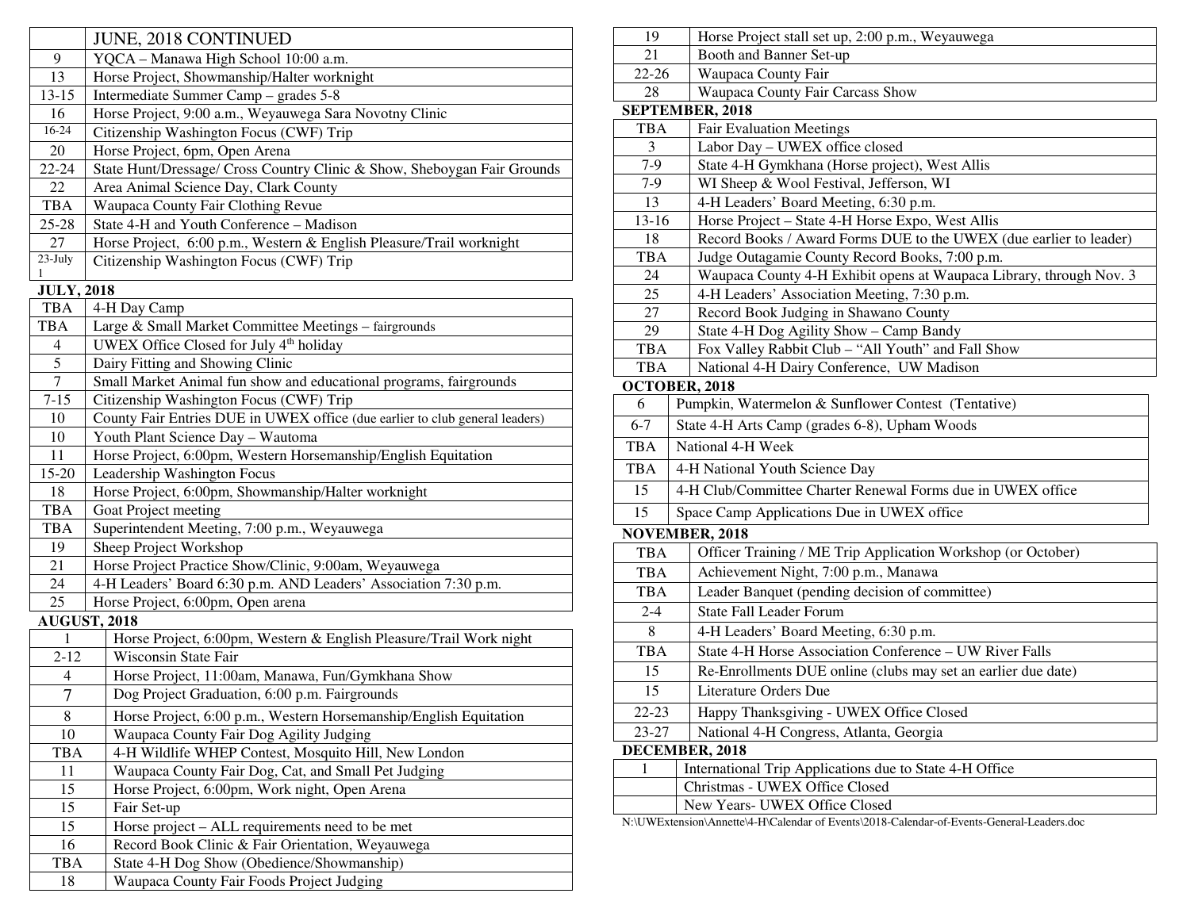| | JUNE, 2018 CONTINUED |
|---|---|
| 9 | YQCA – Manawa High School 10:00 a.m. |
| 13 | Horse Project, Showmanship/Halter worknight |
| 13-15 | Intermediate Summer Camp – grades 5-8 |
| 16 | Horse Project, 9:00 a.m., Weyauwega Sara Novotny Clinic |
| 16-24 | Citizenship Washington Focus (CWF) Trip |
| 20 | Horse Project, 6pm, Open Arena |
| 22-24 | State Hunt/Dressage/ Cross Country Clinic & Show, Sheboygan Fair Grounds |
| 22 | Area Animal Science Day, Clark County |
| TBA | Waupaca County Fair Clothing Revue |
| 25-28 | State 4-H and Youth Conference – Madison |
| 27 | Horse Project, 6:00 p.m., Western & English Pleasure/Trail worknight |
| 23-July 1 | Citizenship Washington Focus (CWF) Trip |

**JULY, 2018**

| | |
|---|---|
| TBA | 4-H Day Camp |
| TBA | Large & Small Market Committee Meetings – fairgrounds |
| 4 | UWEX Office Closed for July 4th holiday |
| 5 | Dairy Fitting and Showing Clinic |
| 7 | Small Market Animal fun show and educational programs, fairgrounds |
| 7-15 | Citizenship Washington Focus (CWF) Trip |
| 10 | County Fair Entries DUE in UWEX office (due earlier to club general leaders) |
| 10 | Youth Plant Science Day – Wautoma |
| 11 | Horse Project, 6:00pm, Western Horsemanship/English Equitation |
| 15-20 | Leadership Washington Focus |
| 18 | Horse Project, 6:00pm, Showmanship/Halter worknight |
| TBA | Goat Project meeting |
| TBA | Superintendent Meeting, 7:00 p.m., Weyauwega |
| 19 | Sheep Project Workshop |
| 21 | Horse Project Practice Show/Clinic, 9:00am, Weyauwega |
| 24 | 4-H Leaders' Board 6:30 p.m. AND Leaders' Association 7:30 p.m. |
| 25 | Horse Project, 6:00pm, Open arena |

**AUGUST, 2018**

| | |
|---|---|
| 1 | Horse Project, 6:00pm, Western & English Pleasure/Trail Work night |
| 2-12 | Wisconsin State Fair |
| 4 | Horse Project, 11:00am, Manawa, Fun/Gymkhana Show |
| 7 | Dog Project Graduation, 6:00 p.m. Fairgrounds |
| 8 | Horse Project, 6:00 p.m., Western Horsemanship/English Equitation |
| 10 | Waupaca County Fair Dog Agility Judging |
| TBA | 4-H Wildlife WHEP Contest, Mosquito Hill, New London |
| 11 | Waupaca County Fair Dog, Cat, and Small Pet Judging |
| 15 | Horse Project, 6:00pm, Work night, Open Arena |
| 15 | Fair Set-up |
| 15 | Horse project – ALL requirements need to be met |
| 16 | Record Book Clinic & Fair Orientation, Weyauwega |
| TBA | State 4-H Dog Show (Obedience/Showmanship) |
| 18 | Waupaca County Fair Foods Project Judging |
| 19 | Horse Project stall set up, 2:00 p.m., Weyauwega |
| 21 | Booth and Banner Set-up |
| 22-26 | Waupaca County Fair |
| 28 | Waupaca County Fair Carcass Show |

**SEPTEMBER, 2018**

| | |
|---|---|
| TBA | Fair Evaluation Meetings |
| 3 | Labor Day – UWEX office closed |
| 7-9 | State 4-H Gymkhana (Horse project), West Allis |
| 7-9 | WI Sheep & Wool Festival, Jefferson, WI |
| 13 | 4-H Leaders' Board Meeting, 6:30 p.m. |
| 13-16 | Horse Project – State 4-H Horse Expo, West Allis |
| 18 | Record Books / Award Forms DUE to the UWEX (due earlier to leader) |
| TBA | Judge Outagamie County Record Books, 7:00 p.m. |
| 24 | Waupaca County 4-H Exhibit opens at Waupaca Library, through Nov. 3 |
| 25 | 4-H Leaders' Association Meeting, 7:30 p.m. |
| 27 | Record Book Judging in Shawano County |
| 29 | State 4-H Dog Agility Show – Camp Bandy |
| TBA | Fox Valley Rabbit Club – "All Youth" and Fall Show |
| TBA | National 4-H Dairy Conference, UW Madison |

**OCTOBER, 2018**

| | |
|---|---|
| 6 | Pumpkin, Watermelon & Sunflower Contest (Tentative) |
| 6-7 | State 4-H Arts Camp (grades 6-8), Upham Woods |
| TBA | National 4-H Week |
| TBA | 4-H National Youth Science Day |
| 15 | 4-H Club/Committee Charter Renewal Forms due in UWEX office |
| 15 | Space Camp Applications Due in UWEX office |

**NOVEMBER, 2018**

| | |
|---|---|
| TBA | Officer Training / ME Trip Application Workshop (or October) |
| TBA | Achievement Night, 7:00 p.m., Manawa |
| TBA | Leader Banquet (pending decision of committee) |
| 2-4 | State Fall Leader Forum |
| 8 | 4-H Leaders' Board Meeting, 6:30 p.m. |
| TBA | State 4-H Horse Association Conference – UW River Falls |
| 15 | Re-Enrollments DUE online (clubs may set an earlier due date) |
| 15 | Literature Orders Due |
| 22-23 | Happy Thanksgiving - UWEX Office Closed |
| 23-27 | National 4-H Congress, Atlanta, Georgia |

**DECEMBER, 2018**

| | |
|---|---|
| 1 | International Trip Applications due to State 4-H Office |
| | Christmas - UWEX Office Closed |
| | New Years- UWEX Office Closed |

N:\UWExtension\Annette\4-H\Calendar of Events\2018-Calendar-of-Events-General-Leaders.doc